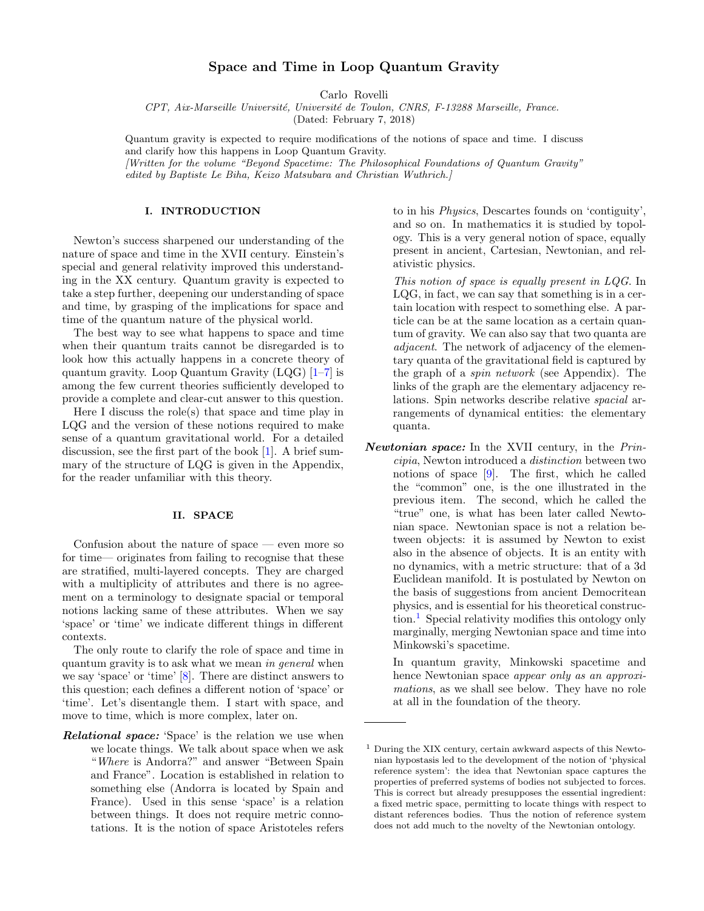# Space and Time in Loop Quantum Gravity

Carlo Rovelli

*CPT, Aix-Marseille Université, Université de Toulon, CNRS, F-13288 Marseille, France.*

(Dated: February 7, 2018)

Quantum gravity is expected to require modifications of the notions of space and time. I discuss and clarify how this happens in Loop Quantum Gravity.

*[Written for the volume "Beyond Spacetime: The Philosophical Foundations of Quantum Gravity" edited by Baptiste Le Biha, Keizo Matsubara and Christian Wuthrich.]*

## I. INTRODUCTION

Newton's success sharpened our understanding of the nature of space and time in the XVII century. Einstein's special and general relativity improved this understanding in the XX century. Quantum gravity is expected to take a step further, deepening our understanding of space and time, by grasping of the implications for space and time of the quantum nature of the physical world.

The best way to see what happens to space and time when their quantum traits cannot be disregarded is to look how this actually happens in a concrete theory of quantum gravity. Loop Quantum Gravity (LQG) [1–7] is among the few current theories sufficiently developed to provide a complete and clear-cut answer to this question.

Here I discuss the role(s) that space and time play in LQG and the version of these notions required to make sense of a quantum gravitational world. For a detailed discussion, see the first part of the book [1]. A brief summary of the structure of LQG is given in the Appendix, for the reader unfamiliar with this theory.

## II. SPACE

Confusion about the nature of space — even more so for time— originates from failing to recognise that these are stratified, multi-layered concepts. They are charged with a multiplicity of attributes and there is no agreement on a terminology to designate spacial or temporal notions lacking same of these attributes. When we say 'space' or 'time' we indicate different things in different contexts.

The only route to clarify the role of space and time in quantum gravity is to ask what we mean *in general* when we say 'space' or 'time' [8]. There are distinct answers to this question; each defines a different notion of 'space' or 'time'. Let's disentangle them. I start with space, and move to time, which is more complex, later on.

***Relational space:*** 'Space' is the relation we use when we locate things. We talk about space when we ask "*Where* is Andorra?" and answer "Between Spain and France". Location is established in relation to something else (Andorra is located by Spain and France). Used in this sense 'space' is a relation between things. It does not require metric connotations. It is the notion of space Aristoteles refers to in his *Physics*, Descartes founds on 'contiguity', and so on. In mathematics it is studied by topology. This is a very general notion of space, equally present in ancient, Cartesian, Newtonian, and relativistic physics.

*This notion of space is equally present in LQG.* In LQG, in fact, we can say that something is in a certain location with respect to something else. A particle can be at the same location as a certain quantum of gravity. We can also say that two quanta are *adjacent*. The network of adjacency of the elementary quanta of the gravitational field is captured by the graph of a *spin network* (see Appendix). The links of the graph are the elementary adjacency relations. Spin networks describe relative *spacial* arrangements of dynamical entities: the elementary quanta.

***Newtonian space:*** In the XVII century, in the *Principia*, Newton introduced a *distinction* between two notions of space [9]. The first, which he called the "common" one, is the one illustrated in the previous item. The second, which he called the "true" one, is what has been later called Newtonian space. Newtonian space is not a relation between objects: it is assumed by Newton to exist also in the absence of objects. It is an entity with no dynamics, with a metric structure: that of a 3d Euclidean manifold. It is postulated by Newton on the basis of suggestions from ancient Democritean physics, and is essential for his theoretical construction.[1] Special relativity modifies this ontology only marginally, merging Newtonian space and time into Minkowski's spacetime.

In quantum gravity, Minkowski spacetime and hence Newtonian space *appear only as an approximations*, as we shall see below. They have no role at all in the foundation of the theory.

[1] During the XIX century, certain awkward aspects of this Newtonian hypostasis led to the development of the notion of 'physical reference system': the idea that Newtonian space captures the properties of preferred systems of bodies not subjected to forces. This is correct but already presupposes the essential ingredient: a fixed metric space, permitting to locate things with respect to distant references bodies. Thus the notion of reference system does not add much to the novelty of the Newtonian ontology.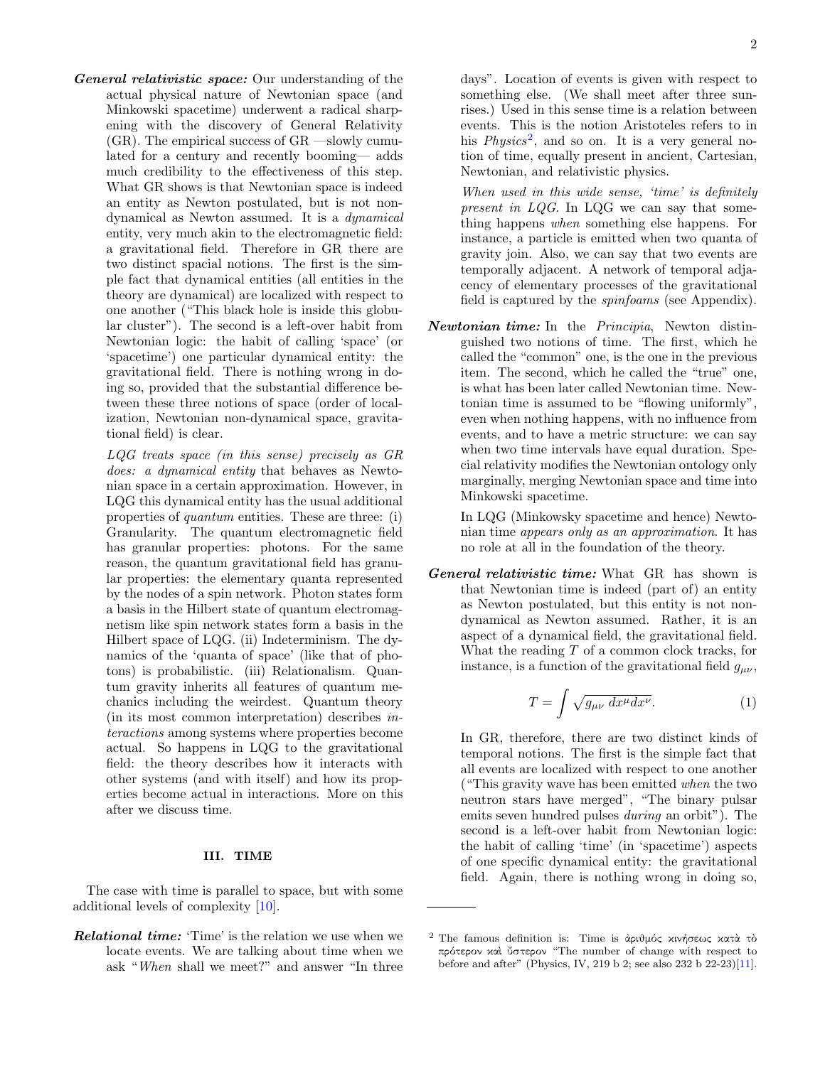**General relativistic space:** Our understanding of the actual physical nature of Newtonian space (and Minkowski spacetime) underwent a radical sharpening with the discovery of General Relativity (GR). The empirical success of GR —slowly cumulated for a century and recently booming— adds much credibility to the effectiveness of this step. What GR shows is that Newtonian space is indeed an entity as Newton postulated, but is not non-dynamical as Newton assumed. It is a *dynamical* entity, very much akin to the electromagnetic field: a gravitational field. Therefore in GR there are two distinct spacial notions. The first is the simple fact that dynamical entities (all entities in the theory are dynamical) are localized with respect to one another ("This black hole is inside this globular cluster"). The second is a left-over habit from Newtonian logic: the habit of calling 'space' (or 'spacetime') one particular dynamical entity: the gravitational field. There is nothing wrong in doing so, provided that the substantial difference between these three notions of space (order of localization, Newtonian non-dynamical space, gravitational field) is clear.

*LQG treats space (in this sense) precisely as GR does: a dynamical entity* that behaves as Newtonian space in a certain approximation. However, in LQG this dynamical entity has the usual additional properties of *quantum* entities. These are three: (i) Granularity. The quantum electromagnetic field has granular properties: photons. For the same reason, the quantum gravitational field has granular properties: the elementary quanta represented by the nodes of a spin network. Photon states form a basis in the Hilbert state of quantum electromagnetism like spin network states form a basis in the Hilbert space of LQG. (ii) Indeterminism. The dynamics of the 'quanta of space' (like that of photons) is probabilistic. (iii) Relationalism. Quantum gravity inherits all features of quantum mechanics including the weirdest. Quantum theory (in its most common interpretation) describes *interactions* among systems where properties become actual. So happens in LQG to the gravitational field: the theory describes how it interacts with other systems (and with itself) and how its properties become actual in interactions. More on this after we discuss time.

## III. TIME

The case with time is parallel to space, but with some additional levels of complexity [10].

**Relational time:** 'Time' is the relation we use when we locate events. We are talking about time when we ask "*When* shall we meet?" and answer "In three days". Location of events is given with respect to something else. (We shall meet after three sunrises.) Used in this sense time is a relation between events. This is the notion Aristoteles refers to in his *Physics*[2], and so on. It is a very general notion of time, equally present in ancient, Cartesian, Newtonian, and relativistic physics.

*When used in this wide sense, 'time' is definitely present in LQG.* In LQG we can say that something happens *when* something else happens. For instance, a particle is emitted when two quanta of gravity join. Also, we can say that two events are temporally adjacent. A network of temporal adjacency of elementary processes of the gravitational field is captured by the *spinfoams* (see Appendix).

**Newtonian time:** In the *Principia*, Newton distinguished two notions of time. The first, which he called the "common" one, is the one in the previous item. The second, which he called the "true" one, is what has been later called Newtonian time. Newtonian time is assumed to be "flowing uniformly", even when nothing happens, with no influence from events, and to have a metric structure: we can say when two time intervals have equal duration. Special relativity modifies the Newtonian ontology only marginally, merging Newtonian space and time into Minkowski spacetime.

In LQG (Minkowsky spacetime and hence) Newtonian time *appears only as an approximation*. It has no role at all in the foundation of the theory.

**General relativistic time:** What GR has shown is that Newtonian time is indeed (part of) an entity as Newton postulated, but this entity is not non-dynamical as Newton assumed. Rather, it is an aspect of a dynamical field, the gravitational field. What the reading $T$ of a common clock tracks, for instance, is a function of the gravitational field $g_{\mu\nu}$,

$$T = \int \sqrt{g_{\mu\nu}\, dx^\mu dx^\nu}. \tag{1}$$

In GR, therefore, there are two distinct kinds of temporal notions. The first is the simple fact that all events are localized with respect to one another ("This gravity wave has been emitted *when* the two neutron stars have merged", "The binary pulsar emits seven hundred pulses *during* an orbit"). The second is a left-over habit from Newtonian logic: the habit of calling 'time' (in 'spacetime') aspects of one specific dynamical entity: the gravitational field. Again, there is nothing wrong in doing so,

[2] The famous definition is: Time is ἀριθμός κινήσεως κατὰ τὸ πρότερον καὶ ὕστερον "The number of change with respect to before and after" (Physics, IV, 219 b 2; see also 232 b 22-23)[11].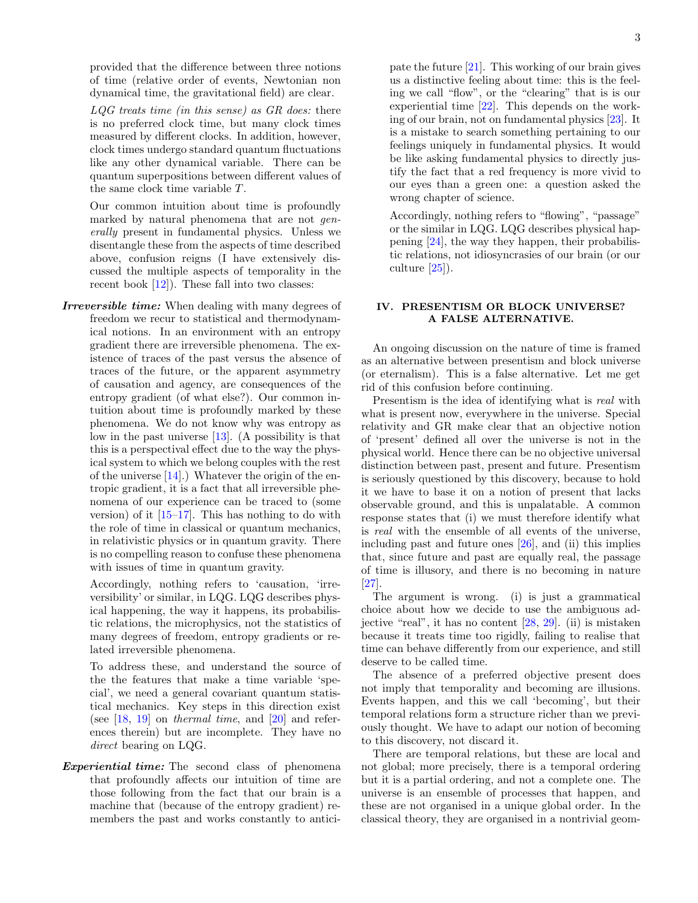provided that the difference between three notions of time (relative order of events, Newtonian non dynamical time, the gravitational field) are clear.

*LQG treats time (in this sense) as GR does:* there is no preferred clock time, but many clock times measured by different clocks. In addition, however, clock times undergo standard quantum fluctuations like any other dynamical variable. There can be quantum superpositions between different values of the same clock time variable $T$.

Our common intuition about time is profoundly marked by natural phenomena that are not *generally* present in fundamental physics. Unless we disentangle these from the aspects of time described above, confusion reigns (I have extensively discussed the multiple aspects of temporality in the recent book [12]). These fall into two classes:

***Irreversible time:*** When dealing with many degrees of freedom we recur to statistical and thermodynamical notions. In an environment with an entropy gradient there are irreversible phenomena. The existence of traces of the past versus the absence of traces of the future, or the apparent asymmetry of causation and agency, are consequences of the entropy gradient (of what else?). Our common intuition about time is profoundly marked by these phenomena. We do not know why was entropy as low in the past universe [13]. (A possibility is that this is a perspectival effect due to the way the physical system to which we belong couples with the rest of the universe [14].) Whatever the origin of the entropic gradient, it is a fact that all irreversible phenomena of our experience can be traced to (some version) of it [15–17]. This has nothing to do with the role of time in classical or quantum mechanics, in relativistic physics or in quantum gravity. There is no compelling reason to confuse these phenomena with issues of time in quantum gravity.

Accordingly, nothing refers to 'causation, 'irreversibility' or similar, in LQG. LQG describes physical happening, the way it happens, its probabilistic relations, the microphysics, not the statistics of many degrees of freedom, entropy gradients or related irreversible phenomena.

To address these, and understand the source of the the features that make a time variable 'special', we need a general covariant quantum statistical mechanics. Key steps in this direction exist (see [18, 19] on *thermal time*, and [20] and references therein) but are incomplete. They have no *direct* bearing on LQG.

***Experiential time:*** The second class of phenomena that profoundly affects our intuition of time are those following from the fact that our brain is a machine that (because of the entropy gradient) remembers the past and works constantly to anticipate the future [21]. This working of our brain gives us a distinctive feeling about time: this is the feeling we call "flow", or the "clearing" that is is our experiential time [22]. This depends on the working of our brain, not on fundamental physics [23]. It is a mistake to search something pertaining to our feelings uniquely in fundamental physics. It would be like asking fundamental physics to directly justify the fact that a red frequency is more vivid to our eyes than a green one: a question asked the wrong chapter of science.

Accordingly, nothing refers to "flowing", "passage" or the similar in LQG. LQG describes physical happening [24], the way they happen, their probabilistic relations, not idiosyncrasies of our brain (or our culture [25]).

## IV. PRESENTISM OR BLOCK UNIVERSE? A FALSE ALTERNATIVE.

An ongoing discussion on the nature of time is framed as an alternative between presentism and block universe (or eternalism). This is a false alternative. Let me get rid of this confusion before continuing.

Presentism is the idea of identifying what is *real* with what is present now, everywhere in the universe. Special relativity and GR make clear that an objective notion of 'present' defined all over the universe is not in the physical world. Hence there can be no objective universal distinction between past, present and future. Presentism is seriously questioned by this discovery, because to hold it we have to base it on a notion of present that lacks observable ground, and this is unpalatable. A common response states that (i) we must therefore identify what is *real* with the ensemble of all events of the universe, including past and future ones [26], and (ii) this implies that, since future and past are equally real, the passage of time is illusory, and there is no becoming in nature [27].

The argument is wrong. (i) is just a grammatical choice about how we decide to use the ambiguous adjective "real", it has no content [28, 29]. (ii) is mistaken because it treats time too rigidly, failing to realise that time can behave differently from our experience, and still deserve to be called time.

The absence of a preferred objective present does not imply that temporality and becoming are illusions. Events happen, and this we call 'becoming', but their temporal relations form a structure richer than we previously thought. We have to adapt our notion of becoming to this discovery, not discard it.

There are temporal relations, but these are local and not global; more precisely, there is a temporal ordering but it is a partial ordering, and not a complete one. The universe is an ensemble of processes that happen, and these are not organised in a unique global order. In the classical theory, they are organised in a nontrivial geom-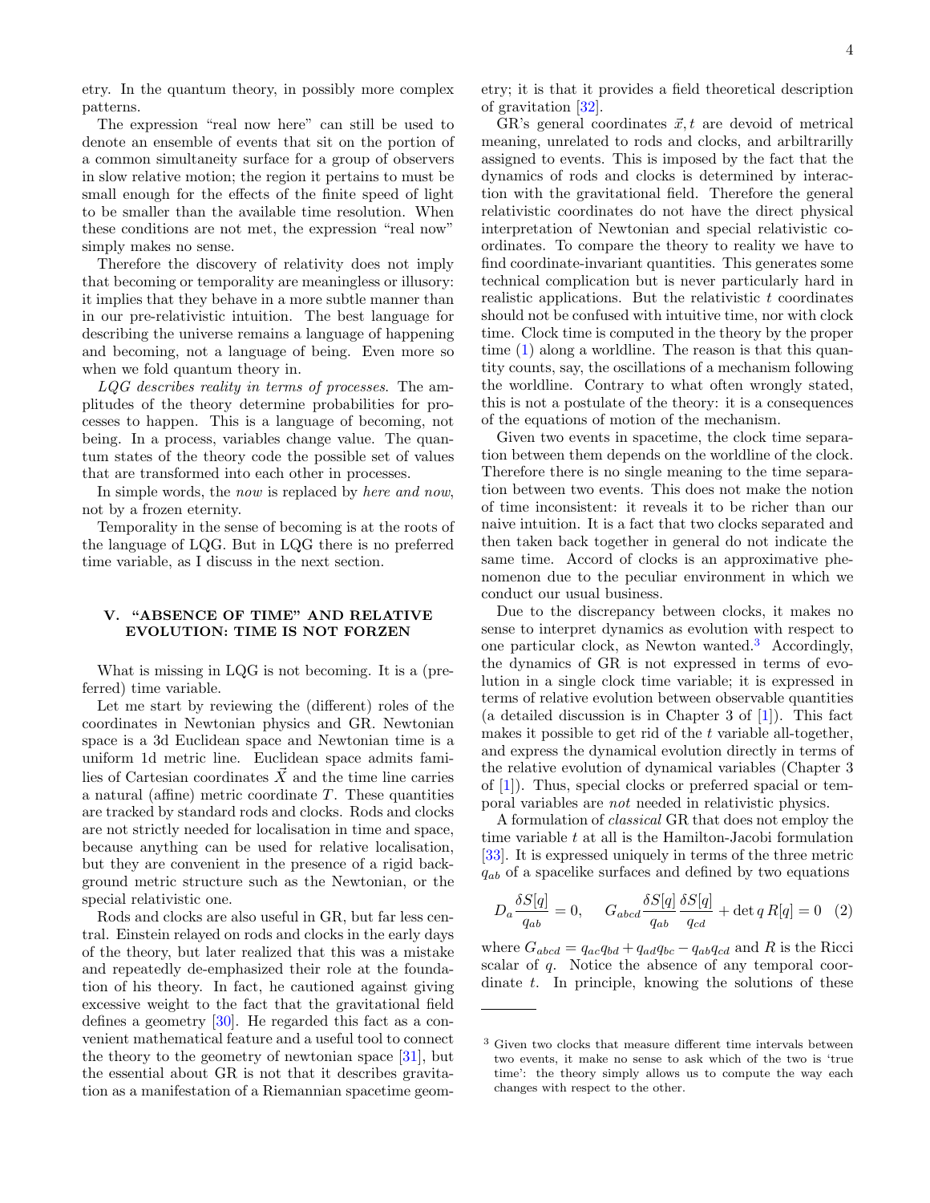etry. In the quantum theory, in possibly more complex patterns.

The expression "real now here" can still be used to denote an ensemble of events that sit on the portion of a common simultaneity surface for a group of observers in slow relative motion; the region it pertains to must be small enough for the effects of the finite speed of light to be smaller than the available time resolution. When these conditions are not met, the expression "real now" simply makes no sense.

Therefore the discovery of relativity does not imply that becoming or temporality are meaningless or illusory: it implies that they behave in a more subtle manner than in our pre-relativistic intuition. The best language for describing the universe remains a language of happening and becoming, not a language of being. Even more so when we fold quantum theory in.

*LQG describes reality in terms of processes*. The amplitudes of the theory determine probabilities for processes to happen. This is a language of becoming, not being. In a process, variables change value. The quantum states of the theory code the possible set of values that are transformed into each other in processes.

In simple words, the *now* is replaced by *here and now*, not by a frozen eternity.

Temporality in the sense of becoming is at the roots of the language of LQG. But in LQG there is no preferred time variable, as I discuss in the next section.

## V. "ABSENCE OF TIME" AND RELATIVE EVOLUTION: TIME IS NOT FORZEN

What is missing in LQG is not becoming. It is a (preferred) time variable.

Let me start by reviewing the (different) roles of the coordinates in Newtonian physics and GR. Newtonian space is a 3d Euclidean space and Newtonian time is a uniform 1d metric line. Euclidean space admits families of Cartesian coordinates $\vec{X}$ and the time line carries a natural (affine) metric coordinate $T$. These quantities are tracked by standard rods and clocks. Rods and clocks are not strictly needed for localisation in time and space, because anything can be used for relative localisation, but they are convenient in the presence of a rigid background metric structure such as the Newtonian, or the special relativistic one.

Rods and clocks are also useful in GR, but far less central. Einstein relayed on rods and clocks in the early days of the theory, but later realized that this was a mistake and repeatedly de-emphasized their role at the foundation of his theory. In fact, he cautioned against giving excessive weight to the fact that the gravitational field defines a geometry [30]. He regarded this fact as a convenient mathematical feature and a useful tool to connect the theory to the geometry of newtonian space [31], but the essential about GR is not that it describes gravitation as a manifestation of a Riemannian spacetime geometry; it is that it provides a field theoretical description of gravitation [32].

GR's general coordinates $\vec{x}, t$ are devoid of metrical meaning, unrelated to rods and clocks, and arbiltrarily assigned to events. This is imposed by the fact that the dynamics of rods and clocks is determined by interaction with the gravitational field. Therefore the general relativistic coordinates do not have the direct physical interpretation of Newtonian and special relativistic coordinates. To compare the theory to reality we have to find coordinate-invariant quantities. This generates some technical complication but is never particularly hard in realistic applications. But the relativistic $t$ coordinates should not be confused with intuitive time, nor with clock time. Clock time is computed in the theory by the proper time (1) along a worldline. The reason is that this quantity counts, say, the oscillations of a mechanism following the worldline. Contrary to what often wrongly stated, this is not a postulate of the theory: it is a consequences of the equations of motion of the mechanism.

Given two events in spacetime, the clock time separation between them depends on the worldline of the clock. Therefore there is no single meaning to the time separation between two events. This does not make the notion of time inconsistent: it reveals it to be richer than our naive intuition. It is a fact that two clocks separated and then taken back together in general do not indicate the same time. Accord of clocks is an approximative phenomenon due to the peculiar environment in which we conduct our usual business.

Due to the discrepancy between clocks, it makes no sense to interpret dynamics as evolution with respect to one particular clock, as Newton wanted.[3] Accordingly, the dynamics of GR is not expressed in terms of evolution in a single clock time variable; it is expressed in terms of relative evolution between observable quantities (a detailed discussion is in Chapter 3 of [1]). This fact makes it possible to get rid of the $t$ variable all-together, and express the dynamical evolution directly in terms of the relative evolution of dynamical variables (Chapter 3 of [1]). Thus, special clocks or preferred spacial or temporal variables are *not* needed in relativistic physics.

A formulation of *classical* GR that does not employ the time variable $t$ at all is the Hamilton-Jacobi formulation [33]. It is expressed uniquely in terms of the three metric $q_{ab}$ of a spacelike surfaces and defined by two equations

$$D_a \frac{\delta S[q]}{q_{ab}} = 0, \qquad G_{abcd} \frac{\delta S[q]}{q_{ab}} \frac{\delta S[q]}{q_{cd}} + \det q \, R[q] = 0 \quad (2)$$

where $G_{abcd} = q_{ac}q_{bd} + q_{ad}q_{bc} - q_{ab}q_{cd}$ and $R$ is the Ricci scalar of $q$. Notice the absence of any temporal coordinate $t$. In principle, knowing the solutions of these

[3] Given two clocks that measure different time intervals between two events, it make no sense to ask which of the two is 'true time': the theory simply allows us to compute the way each changes with respect to the other.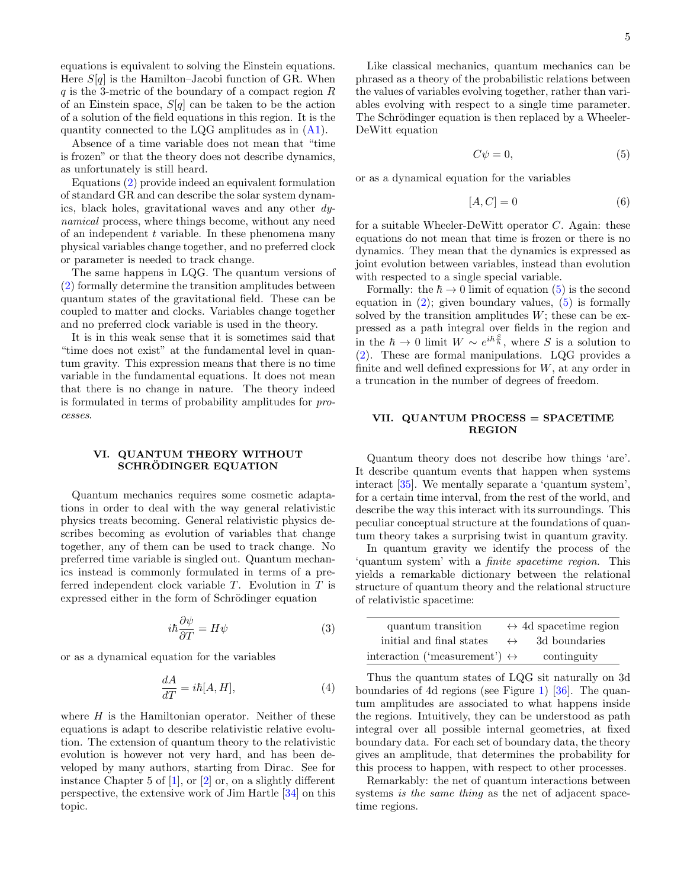equations is equivalent to solving the Einstein equations. Here $S[q]$ is the Hamilton–Jacobi function of GR. When $q$ is the 3-metric of the boundary of a compact region $R$ of an Einstein space, $S[q]$ can be taken to be the action of a solution of the field equations in this region. It is the quantity connected to the LQG amplitudes as in (A1).

Absence of a time variable does not mean that "time is frozen" or that the theory does not describe dynamics, as unfortunately is still heard.

Equations (2) provide indeed an equivalent formulation of standard GR and can describe the solar system dynamics, black holes, gravitational waves and any other *dynamical* process, where things become, without any need of an independent $t$ variable. In these phenomena many physical variables change together, and no preferred clock or parameter is needed to track change.

The same happens in LQG. The quantum versions of (2) formally determine the transition amplitudes between quantum states of the gravitational field. These can be coupled to matter and clocks. Variables change together and no preferred clock variable is used in the theory.

It is in this weak sense that it is sometimes said that "time does not exist" at the fundamental level in quantum gravity. This expression means that there is no time variable in the fundamental equations. It does not mean that there is no change in nature. The theory indeed is formulated in terms of probability amplitudes for *processes*.

## VI. QUANTUM THEORY WITHOUT SCHRÖDINGER EQUATION

Quantum mechanics requires some cosmetic adaptations in order to deal with the way general relativistic physics treats becoming. General relativistic physics describes becoming as evolution of variables that change together, any of them can be used to track change. No preferred time variable is singled out. Quantum mechanics instead is commonly formulated in terms of a preferred independent clock variable $T$. Evolution in $T$ is expressed either in the form of Schrödinger equation

$$i\hbar\frac{\partial \psi}{\partial T} = H\psi \tag{3}$$

or as a dynamical equation for the variables

$$\frac{dA}{dT} = i\hbar[A, H], \tag{4}$$

where $H$ is the Hamiltonian operator. Neither of these equations is adapt to describe relativistic relative evolution. The extension of quantum theory to the relativistic evolution is however not very hard, and has been developed by many authors, starting from Dirac. See for instance Chapter 5 of [1], or [2] or, on a slightly different perspective, the extensive work of Jim Hartle [34] on this topic.

Like classical mechanics, quantum mechanics can be phrased as a theory of the probabilistic relations between the values of variables evolving together, rather than variables evolving with respect to a single time parameter. The Schrödinger equation is then replaced by a Wheeler-DeWitt equation

$$C\psi = 0, \tag{5}$$

or as a dynamical equation for the variables

$$[A, C] = 0 \tag{6}$$

for a suitable Wheeler-DeWitt operator $C$. Again: these equations do not mean that time is frozen or there is no dynamics. They mean that the dynamics is expressed as joint evolution between variables, instead than evolution with respected to a single special variable.

Formally: the $\hbar \to 0$ limit of equation (5) is the second equation in (2); given boundary values, (5) is formally solved by the transition amplitudes $W$; these can be expressed as a path integral over fields in the region and in the $\hbar \to 0$ limit $W \sim e^{i\hbar\frac{S}{\hbar}}$, where $S$ is a solution to (2). These are formal manipulations. LQG provides a finite and well defined expressions for $W$, at any order in a truncation in the number of degrees of freedom.

## VII. QUANTUM PROCESS = SPACETIME REGION

Quantum theory does not describe how things 'are'. It describe quantum events that happen when systems interact [35]. We mentally separate a 'quantum system', for a certain time interval, from the rest of the world, and describe the way this interact with its surroundings. This peculiar conceptual structure at the foundations of quantum theory takes a surprising twist in quantum gravity.

In quantum gravity we identify the process of the 'quantum system' with a *finite spacetime region*. This yields a remarkable dictionary between the relational structure of quantum theory and the relational structure of relativistic spacetime:

| | | |
|---|---|---|
| quantum transition | $\leftrightarrow$ | 4d spacetime region |
| initial and final states | $\leftrightarrow$ | 3d boundaries |
| interaction ('measurement') | $\leftrightarrow$ | contiguity |

Thus the quantum states of LQG sit naturally on 3d boundaries of 4d regions (see Figure 1) [36]. The quantum amplitudes are associated to what happens inside the regions. Intuitively, they can be understood as path integral over all possible internal geometries, at fixed boundary data. For each set of boundary data, the theory gives an amplitude, that determines the probability for this process to happen, with respect to other processes.

Remarkably: the net of quantum interactions between systems *is the same thing* as the net of adjacent spacetime regions.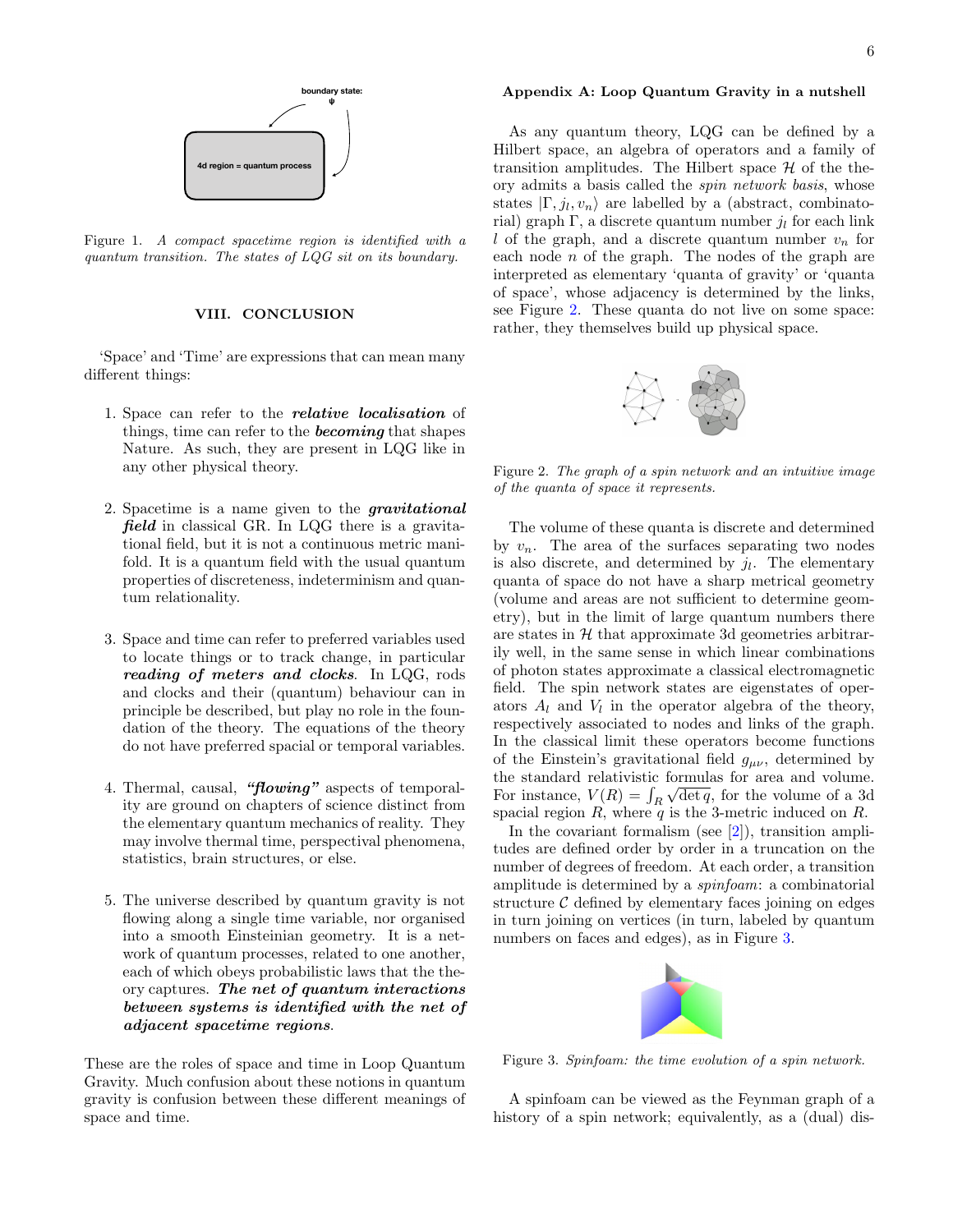boundary state:
ψ

4d region = quantum process

Figure 1. *A compact spacetime region is identified with a quantum transition. The states of LQG sit on its boundary.*

## VIII. CONCLUSION

'Space' and 'Time' are expressions that can mean many different things:

1. Space can refer to the ***relative localisation*** of things, time can refer to the ***becoming*** that shapes Nature. As such, they are present in LQG like in any other physical theory.

2. Spacetime is a name given to the ***gravitational field*** in classical GR. In LQG there is a gravitational field, but it is not a continuous metric manifold. It is a quantum field with the usual quantum properties of discreteness, indeterminism and quantum relationality.

3. Space and time can refer to preferred variables used to locate things or to track change, in particular ***reading of meters and clocks***. In LQG, rods and clocks and their (quantum) behaviour can in principle be described, but play no role in the foundation of the theory. The equations of the theory do not have preferred spacial or temporal variables.

4. Thermal, causal, ***"flowing"*** aspects of temporality are ground on chapters of science distinct from the elementary quantum mechanics of reality. They may involve thermal time, perspectival phenomena, statistics, brain structures, or else.

5. The universe described by quantum gravity is not flowing along a single time variable, nor organised into a smooth Einsteinian geometry. It is a network of quantum processes, related to one another, each of which obeys probabilistic laws that the theory captures. ***The net of quantum interactions between systems is identified with the net of adjacent spacetime regions.***

These are the roles of space and time in Loop Quantum Gravity. Much confusion about these notions in quantum gravity is confusion between these different meanings of space and time.

## Appendix A: Loop Quantum Gravity in a nutshell

As any quantum theory, LQG can be defined by a Hilbert space, an algebra of operators and a family of transition amplitudes. The Hilbert space $\mathcal{H}$ of the theory admits a basis called the *spin network basis*, whose states $|\Gamma, j_l, v_n\rangle$ are labelled by a (abstract, combinatorial) graph $\Gamma$, a discrete quantum number $j_l$ for each link $l$ of the graph, and a discrete quantum number $v_n$ for each node $n$ of the graph. The nodes of the graph are interpreted as elementary 'quanta of gravity' or 'quanta of space', whose adjacency is determined by the links, see Figure 2. These quanta do not live on some space: rather, they themselves build up physical space.

Figure 2. *The graph of a spin network and an intuitive image of the quanta of space it represents.*

The volume of these quanta is discrete and determined by $v_n$. The area of the surfaces separating two nodes is also discrete, and determined by $j_l$. The elementary quanta of space do not have a sharp metrical geometry (volume and areas are not sufficient to determine geometry), but in the limit of large quantum numbers there are states in $\mathcal{H}$ that approximate 3d geometries arbitrarily well, in the same sense in which linear combinations of photon states approximate a classical electromagnetic field. The spin network states are eigenstates of operators $A_l$ and $V_l$ in the operator algebra of the theory, respectively associated to nodes and links of the graph. In the classical limit these operators become functions of the Einstein's gravitational field $g_{\mu\nu}$, determined by the standard relativistic formulas for area and volume. For instance, $V(R) = \int_R \sqrt{\det q}$, for the volume of a 3d spatial region $R$, where $q$ is the 3-metric induced on $R$.

In the covariant formalism (see [2]), transition amplitudes are defined order by order in a truncation on the number of degrees of freedom. At each order, a transition amplitude is determined by a *spinfoam*: a combinatorial structure $\mathcal{C}$ defined by elementary faces joining on edges in turn joining on vertices (in turn, labeled by quantum numbers on faces and edges), as in Figure 3.

Figure 3. *Spinfoam: the time evolution of a spin network.*

A spinfoam can be viewed as the Feynman graph of a history of a spin network; equivalently, as a (dual) dis-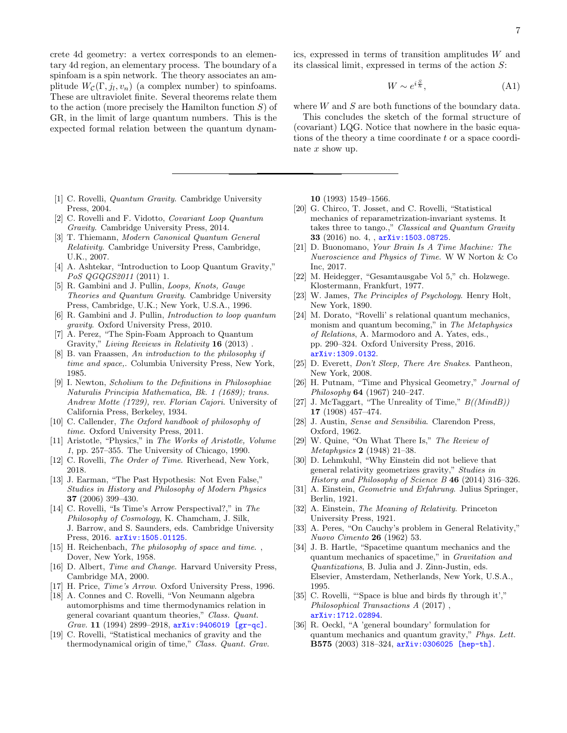crete 4d geometry: a vertex corresponds to an elementary 4d region, an elementary process. The boundary of a spinfoam is a spin network. The theory associates an amplitude $W_{\mathcal{C}}(\Gamma, j_l, v_n)$ (a complex number) to spinfoams. These are ultraviolet finite. Several theorems relate them to the action (more precisely the Hamilton function $S$) of GR, in the limit of large quantum numbers. This is the expected formal relation between the quantum dynamics, expressed in terms of transition amplitudes $W$ and its classical limit, expressed in terms of the action $S$:

$$W \sim e^{i\frac{S}{\hbar}}, \tag{A1}$$

where $W$ and $S$ are both functions of the boundary data.

This concludes the sketch of the formal structure of (covariant) LQG. Notice that nowhere in the basic equations of the theory a time coordinate $t$ or a space coordinate $x$ show up.

---

[1] C. Rovelli, *Quantum Gravity*. Cambridge University Press, 2004.

[2] C. Rovelli and F. Vidotto, *Covariant Loop Quantum Gravity*. Cambridge University Press, 2014.

[3] T. Thiemann, *Modern Canonical Quantum General Relativity*. Cambridge University Press, Cambridge, U.K., 2007.

[4] A. Ashtekar, "Introduction to Loop Quantum Gravity," *PoS QGQGS2011* (2011) 1.

[5] R. Gambini and J. Pullin, *Loops, Knots, Gauge Theories and Quantum Gravity*. Cambridge University Press, Cambridge, U.K.; New York, U.S.A., 1996.

[6] R. Gambini and J. Pullin, *Introduction to loop quantum gravity*. Oxford University Press, 2010.

[7] A. Perez, "The Spin-Foam Approach to Quantum Gravity," *Living Reviews in Relativity* **16** (2013) .

[8] B. van Fraassen, *An introduction to the philosophy if time and space,*. Columbia University Press, New York, 1985.

[9] I. Newton, *Scholium to the Definitions in Philosophiae Naturalis Principia Mathematica, Bk. 1 (1689); trans. Andrew Motte (1729), rev. Florian Cajori*. University of California Press, Berkeley, 1934.

[10] C. Callender, *The Oxford handbook of philosophy of time*. Oxford University Press, 2011.

[11] Aristotle, "Physics," in *The Works of Aristotle, Volume 1*, pp. 257–355. The University of Chicago, 1990.

[12] C. Rovelli, *The Order of Time*. Riverhead, New York, 2018.

[13] J. Earman, "The Past Hypothesis: Not Even False," *Studies in History and Philosophy of Modern Physics* **37** (2006) 399–430.

[14] C. Rovelli, "Is Time's Arrow Perspectival?," in *The Philosophy of Cosmology*, K. Chamcham, J. Silk, J. Barrow, and S. Saunders, eds. Cambridge University Press, 2016. arXiv:1505.01125.

[15] H. Reichenbach, *The philosophy of space and time.* , Dover, New York, 1958.

[16] D. Albert, *Time and Change*. Harvard University Press, Cambridge MA, 2000.

[17] H. Price, *Time's Arrow*. Oxford University Press, 1996.

[18] A. Connes and C. Rovelli, "Von Neumann algebra automorphisms and time thermodynamics relation in general covariant quantum theories," *Class. Quant. Grav.* **11** (1994) 2899–2918, arXiv:9406019 [gr-qc].

[19] C. Rovelli, "Statistical mechanics of gravity and the thermodynamical origin of time," *Class. Quant. Grav.* **10** (1993) 1549–1566.

[20] G. Chirco, T. Josset, and C. Rovelli, "Statistical mechanics of reparametrization-invariant systems. It takes three to tango.," *Classical and Quantum Gravity* **33** (2016) no. 4, , arXiv:1503.08725.

[21] D. Buonomano, *Your Brain Is A Time Machine: The Nueroscience and Physics of Time*. W W Norton & Co Inc, 2017.

[22] M. Heidegger, "Gesamtausgabe Vol 5," ch. Holzwege. Klostermann, Frankfurt, 1977.

[23] W. James, *The Principles of Psychology*. Henry Holt, New York, 1890.

[24] M. Dorato, "Rovelli' s relational quantum mechanics, monism and quantum becoming," in *The Metaphysics of Relations*, A. Marmodoro and A. Yates, eds., pp. 290–324. Oxford University Press, 2016. arXiv:1309.0132.

[25] D. Everett, *Don't Sleep, There Are Snakes*. Pantheon, New York, 2008.

[26] H. Putnam, "Time and Physical Geometry," *Journal of Philosophy* **64** (1967) 240–247.

[27] J. McTaggart, "The Unreality of Time," *B((MindB))* **17** (1908) 457–474.

[28] J. Austin, *Sense and Sensibilia*. Clarendon Press, Oxford, 1962.

[29] W. Quine, "On What There Is," *The Review of Metaphysics* **2** (1948) 21–38.

[30] D. Lehmkuhl, "Why Einstein did not believe that general relativity geometrizes gravity," *Studies in History and Philosophy of Science B* **46** (2014) 316–326.

[31] A. Einstein, *Geometrie und Erfahrung*. Julius Springer, Berlin, 1921.

[32] A. Einstein, *The Meaning of Relativity*. Princeton University Press, 1921.

[33] A. Peres, "On Cauchy's problem in General Relativity," *Nuovo Cimento* **26** (1962) 53.

[34] J. B. Hartle, "Spacetime quantum mechanics and the quantum mechanics of spacetime," in *Gravitation and Quantizations*, B. Julia and J. Zinn-Justin, eds. Elsevier, Amsterdam, Netherlands, New York, U.S.A., 1995.

[35] C. Rovelli, "'Space is blue and birds fly through it'," *Philosophical Transactions A* (2017) , arXiv:1712.02894.

[36] R. Oeckl, "A 'general boundary' formulation for quantum mechanics and quantum gravity," *Phys. Lett.* **B575** (2003) 318–324, arXiv:0306025 [hep-th].